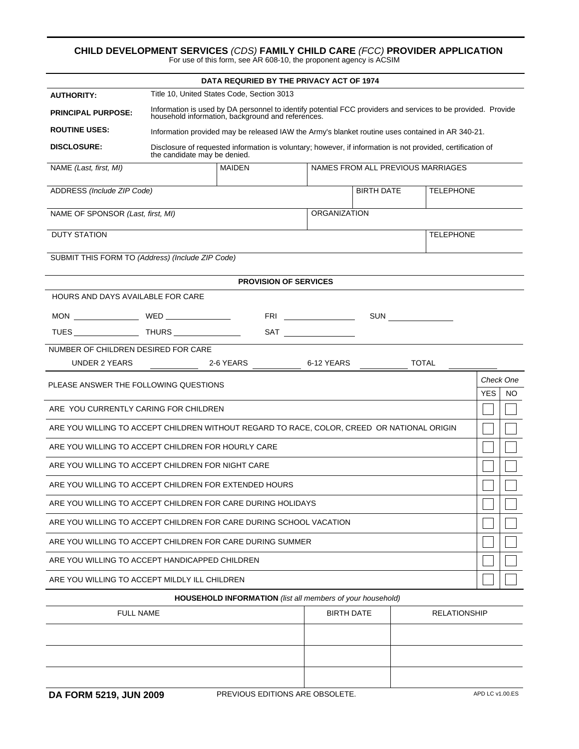# CHILD DEVELOPMENT SERVICES *(CDS)* FAMILY CHILD CARE *(FCC)* PROVIDER APPLICATION

For use of this form, see AR 608-10, the proponent agency is ACSIM

## DATA REQURIED BY THE PRIVACY ACT OF 1974

**AUTHORITY:** Title 10, United States Code, Section 3013

**PRINCIPAL PURPOSE:** Information is used by DA personnel to identify potential FCC providers and services to be provided. Provide household information, background and references.

**ROUTINE USES:** Information provided may be released IAW the Army's blanket routine uses contained in AR 340-21.

**DISCLOSURE:** Disclosure of requested information is voluntary; however, if information is not provided, certification of the candidate may be denied.

| NAME *(Last, first, MI)* | MAIDEN | NAMES FROM ALL PREVIOUS MARRIAGES | |
|---|---|---|---|
| ADDRESS *(Include ZIP Code)* | | BIRTH DATE | TELEPHONE |
| NAME OF SPONSOR *(Last, first, MI)* | | ORGANIZATION | |
| DUTY STATION | | | TELEPHONE |
| SUBMIT THIS FORM TO *(Address) (Include ZIP Code)* | | | |

## PROVISION OF SERVICES

HOURS AND DAYS AVAILABLE FOR CARE

MON ________ WED ________ FRI ________ SUN ________

TUES ________ THURS ________ SAT ________

NUMBER OF CHILDREN DESIRED FOR CARE

UNDER 2 YEARS ________ 2-6 YEARS ________ 6-12 YEARS ________ TOTAL ________

| PLEASE ANSWER THE FOLLOWING QUESTIONS | *Check One* YES | NO |
|---|---|---|
| ARE YOU CURRENTLY CARING FOR CHILDREN | ☐ | ☐ |
| ARE YOU WILLING TO ACCEPT CHILDREN WITHOUT REGARD TO RACE, COLOR, CREED OR NATIONAL ORIGIN | ☐ | ☐ |
| ARE YOU WILLING TO ACCEPT CHILDREN FOR HOURLY CARE | ☐ | ☐ |
| ARE YOU WILLING TO ACCEPT CHILDREN FOR NIGHT CARE | ☐ | ☐ |
| ARE YOU WILLING TO ACCEPT CHILDREN FOR EXTENDED HOURS | ☐ | ☐ |
| ARE YOU WILLING TO ACCEPT CHILDREN FOR CARE DURING HOLIDAYS | ☐ | ☐ |
| ARE YOU WILLING TO ACCEPT CHILDREN FOR CARE DURING SCHOOL VACATION | ☐ | ☐ |
| ARE YOU WILLING TO ACCEPT CHILDREN FOR CARE DURING SUMMER | ☐ | ☐ |
| ARE YOU WILLING TO ACCEPT HANDICAPPED CHILDREN | ☐ | ☐ |
| ARE YOU WILLING TO ACCEPT MILDLY ILL CHILDREN | ☐ | ☐ |

## HOUSEHOLD INFORMATION *(list all members of your household)*

| FULL NAME | BIRTH DATE | RELATIONSHIP |
|---|---|---|
| | | |
| | | |
| | | |

**DA FORM 5219, JUN 2009** PREVIOUS EDITIONS ARE OBSOLETE. APD LC v1.00.ES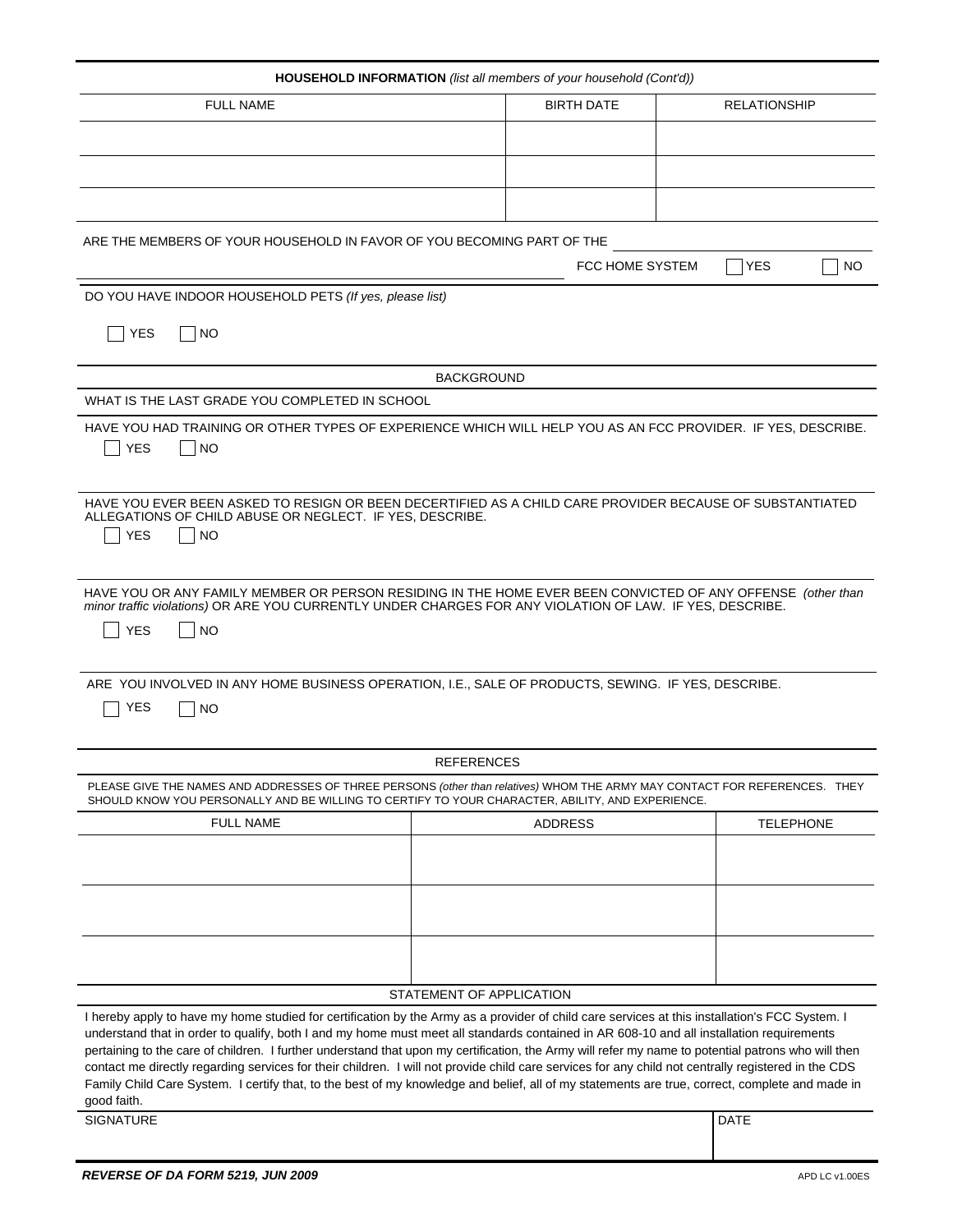## HOUSEHOLD INFORMATION *(list all members of your household (Cont'd))*

| FULL NAME | BIRTH DATE | RELATIONSHIP |
|---|---|---|
| | | |
| | | |
| | | |

ARE THE MEMBERS OF YOUR HOUSEHOLD IN FAVOR OF YOU BECOMING PART OF THE FCC HOME SYSTEM ☐ YES ☐ NO

DO YOU HAVE INDOOR HOUSEHOLD PETS *(If yes, please list)*

☐ YES ☐ NO

## BACKGROUND

WHAT IS THE LAST GRADE YOU COMPLETED IN SCHOOL

HAVE YOU HAD TRAINING OR OTHER TYPES OF EXPERIENCE WHICH WILL HELP YOU AS AN FCC PROVIDER. IF YES, DESCRIBE.

☐ YES ☐ NO

HAVE YOU EVER BEEN ASKED TO RESIGN OR BEEN DECERTIFIED AS A CHILD CARE PROVIDER BECAUSE OF SUBSTANTIATED ALLEGATIONS OF CHILD ABUSE OR NEGLECT. IF YES, DESCRIBE.

☐ YES ☐ NO

HAVE YOU OR ANY FAMILY MEMBER OR PERSON RESIDING IN THE HOME EVER BEEN CONVICTED OF ANY OFFENSE *(other than minor traffic violations)* OR ARE YOU CURRENTLY UNDER CHARGES FOR ANY VIOLATION OF LAW. IF YES, DESCRIBE.

☐ YES ☐ NO

ARE YOU INVOLVED IN ANY HOME BUSINESS OPERATION, I.E., SALE OF PRODUCTS, SEWING. IF YES, DESCRIBE.

☐ YES ☐ NO

## REFERENCES

PLEASE GIVE THE NAMES AND ADDRESSES OF THREE PERSONS *(other than relatives)* WHOM THE ARMY MAY CONTACT FOR REFERENCES. THEY SHOULD KNOW YOU PERSONALLY AND BE WILLING TO CERTIFY TO YOUR CHARACTER, ABILITY, AND EXPERIENCE.

| FULL NAME | ADDRESS | TELEPHONE |
|---|---|---|
| | | |
| | | |
| | | |

## STATEMENT OF APPLICATION

I hereby apply to have my home studied for certification by the Army as a provider of child care services at this installation's FCC System. I understand that in order to qualify, both I and my home must meet all standards contained in AR 608-10 and all installation requirements pertaining to the care of children. I further understand that upon my certification, the Army will refer my name to potential patrons who will then contact me directly regarding services for their children. I will not provide child care services for any child not centrally registered in the CDS Family Child Care System. I certify that, to the best of my knowledge and belief, all of my statements are true, correct, complete and made in good faith.

| SIGNATURE | DATE |
|---|---|
| | |

***REVERSE OF DA FORM 5219, JUN 2009***

APD LC v1.00ES